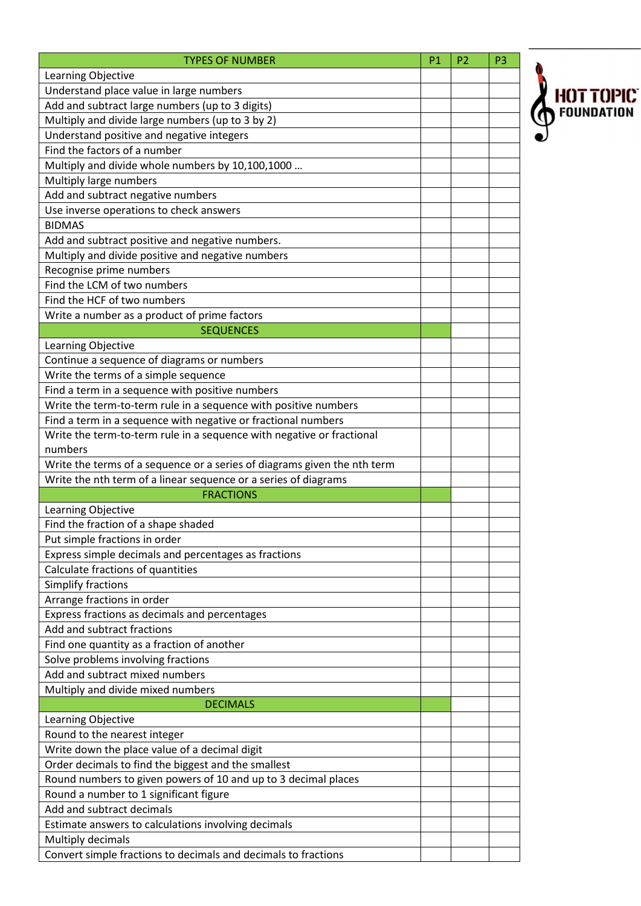| TYPES OF NUMBER | P1 | P2 | P3 |
|---|---|---|---|
| Learning Objective | | | |
| Understand place value in large numbers | | | |
| Add and subtract large numbers (up to 3 digits) | | | |
| Multiply and divide large numbers (up to 3 by 2) | | | |
| Understand positive and negative integers | | | |
| Find the factors of a number | | | |
| Multiply and divide whole numbers by 10,100,1000 … | | | |
| Multiply large numbers | | | |
| Add and subtract negative numbers | | | |
| Use inverse operations to check answers | | | |
| BIDMAS | | | |
| Add and subtract positive and negative numbers. | | | |
| Multiply and divide positive and negative numbers | | | |
| Recognise prime numbers | | | |
| Find the LCM of two numbers | | | |
| Find the HCF of two numbers | | | |
| Write a number as a product of prime factors | | | |
| SEQUENCES | | | |
| Learning Objective | | | |
| Continue a sequence of diagrams or numbers | | | |
| Write the terms of a simple sequence | | | |
| Find a term in a sequence with positive numbers | | | |
| Write the term-to-term rule in a sequence with positive numbers | | | |
| Find a term in a sequence with negative or fractional numbers | | | |
| Write the term-to-term rule in a sequence with negative or fractional numbers | | | |
| Write the terms of a sequence or a series of diagrams given the nth term | | | |
| Write the nth term of a linear sequence or a series of diagrams | | | |
| FRACTIONS | | | |
| Learning Objective | | | |
| Find the fraction of a shape shaded | | | |
| Put simple fractions in order | | | |
| Express simple decimals and percentages as fractions | | | |
| Calculate fractions of quantities | | | |
| Simplify fractions | | | |
| Arrange fractions in order | | | |
| Express fractions as decimals and percentages | | | |
| Add and subtract fractions | | | |
| Find one quantity as a fraction of another | | | |
| Solve problems involving fractions | | | |
| Add and subtract mixed numbers | | | |
| Multiply and divide mixed numbers | | | |
| DECIMALS | | | |
| Learning Objective | | | |
| Round to the nearest integer | | | |
| Write down the place value of a decimal digit | | | |
| Order decimals to find the biggest and the smallest | | | |
| Round numbers to given powers of 10 and up to 3 decimal places | | | |
| Round a number to 1 significant figure | | | |
| Add and subtract decimals | | | |
| Estimate answers to calculations involving decimals | | | |
| Multiply decimals | | | |
| Convert simple fractions to decimals and decimals to fractions | | | |

HOT TOPIC FOUNDATION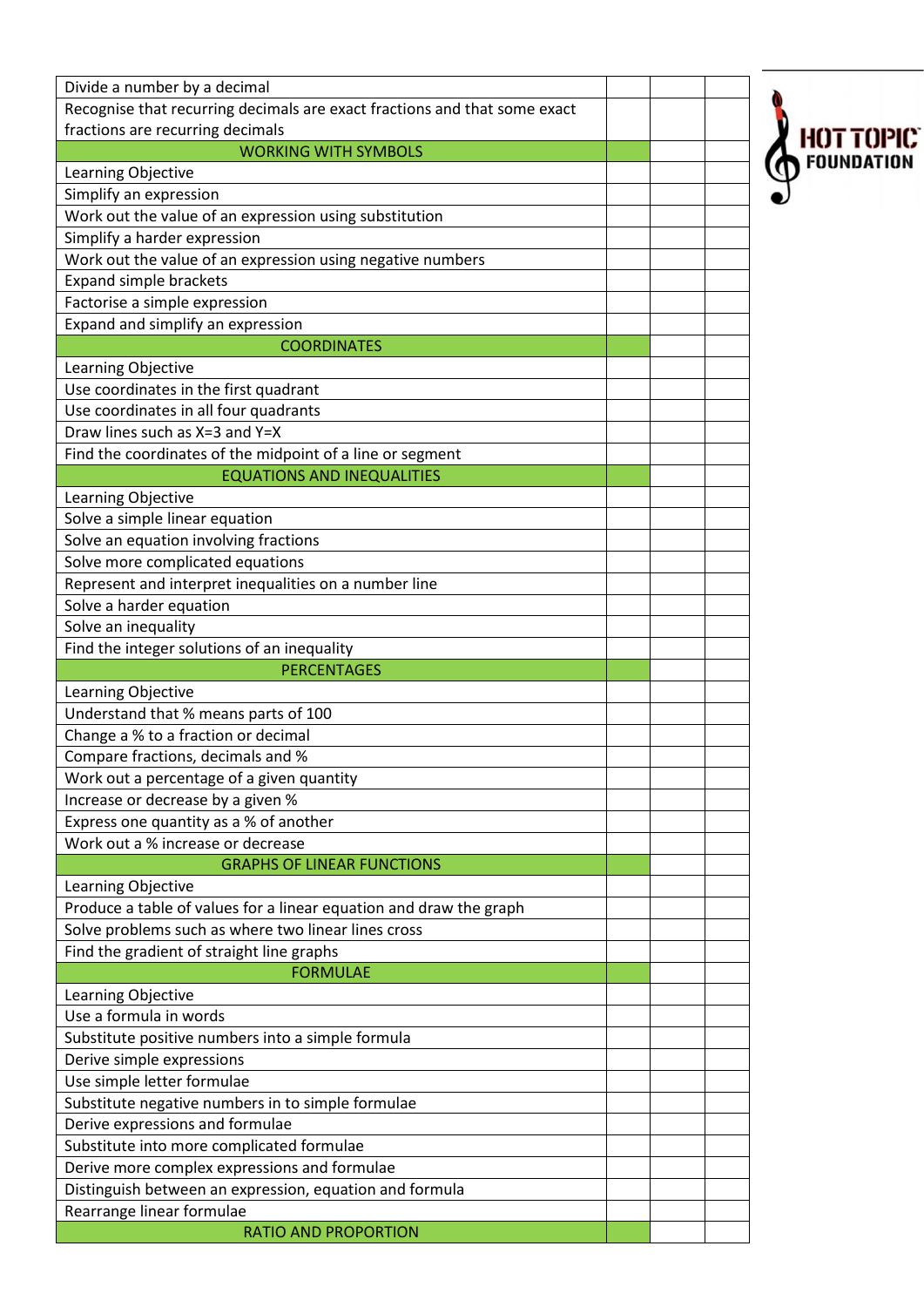| | | | |
|---|---|---|---|
| Divide a number by a decimal | | | |
| Recognise that recurring decimals are exact fractions and that some exact fractions are recurring decimals | | | |
| WORKING WITH SYMBOLS | | | |
| Learning Objective | | | |
| Simplify an expression | | | |
| Work out the value of an expression using substitution | | | |
| Simplify a harder expression | | | |
| Work out the value of an expression using negative numbers | | | |
| Expand simple brackets | | | |
| Factorise a simple expression | | | |
| Expand and simplify an expression | | | |
| COORDINATES | | | |
| Learning Objective | | | |
| Use coordinates in the first quadrant | | | |
| Use coordinates in all four quadrants | | | |
| Draw lines such as X=3 and Y=X | | | |
| Find the coordinates of the midpoint of a line or segment | | | |
| EQUATIONS AND INEQUALITIES | | | |
| Learning Objective | | | |
| Solve a simple linear equation | | | |
| Solve an equation involving fractions | | | |
| Solve more complicated equations | | | |
| Represent and interpret inequalities on a number line | | | |
| Solve a harder equation | | | |
| Solve an inequality | | | |
| Find the integer solutions of an inequality | | | |
| PERCENTAGES | | | |
| Learning Objective | | | |
| Understand that % means parts of 100 | | | |
| Change a % to a fraction or decimal | | | |
| Compare fractions, decimals and % | | | |
| Work out a percentage of a given quantity | | | |
| Increase or decrease by a given % | | | |
| Express one quantity as a % of another | | | |
| Work out a % increase or decrease | | | |
| GRAPHS OF LINEAR FUNCTIONS | | | |
| Learning Objective | | | |
| Produce a table of values for a linear equation and draw the graph | | | |
| Solve problems such as where two linear lines cross | | | |
| Find the gradient of straight line graphs | | | |
| FORMULAE | | | |
| Learning Objective | | | |
| Use a formula in words | | | |
| Substitute positive numbers into a simple formula | | | |
| Derive simple expressions | | | |
| Use simple letter formulae | | | |
| Substitute negative numbers in to simple formulae | | | |
| Derive expressions and formulae | | | |
| Substitute into more complicated formulae | | | |
| Derive more complex expressions and formulae | | | |
| Distinguish between an expression, equation and formula | | | |
| Rearrange linear formulae | | | |
| RATIO AND PROPORTION | | | |

HOT TOPIC FOUNDATION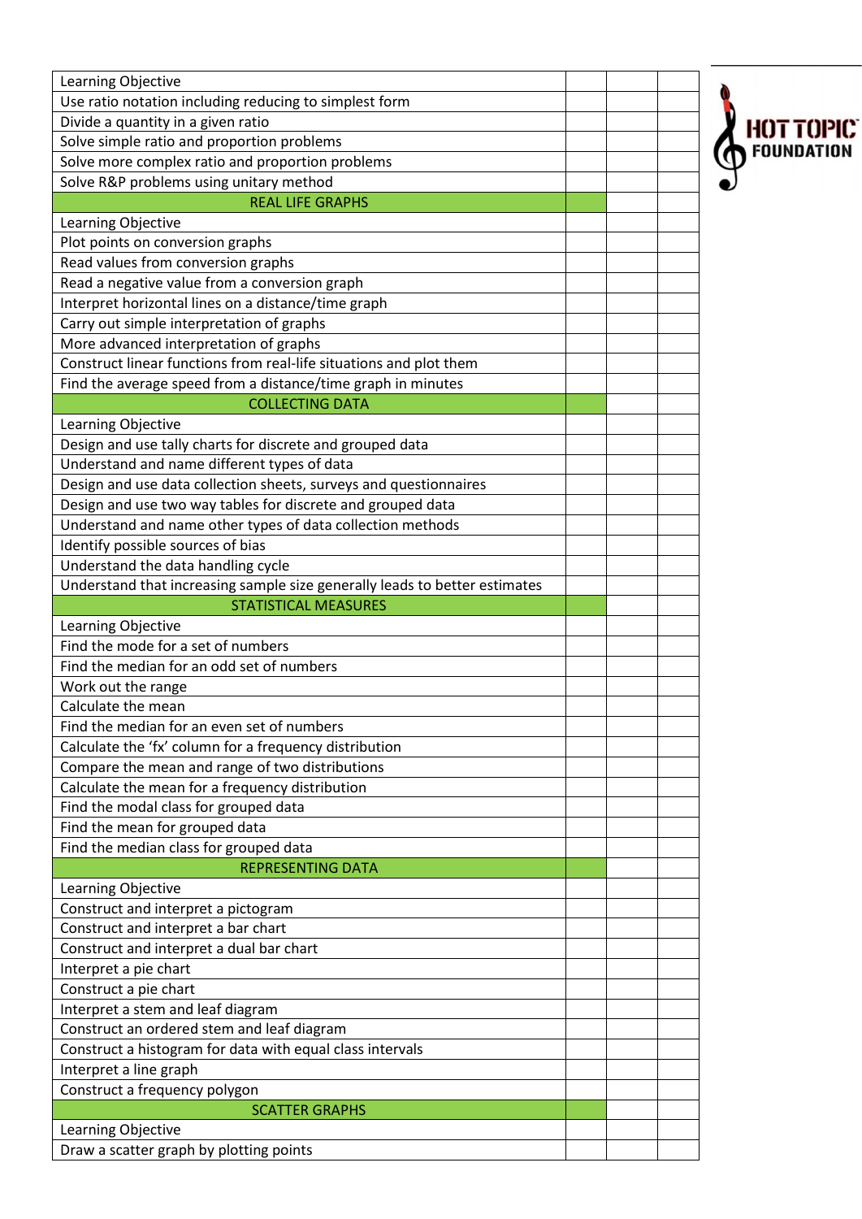| Learning Objective | | | |
| --- | --- | --- | --- |
| Use ratio notation including reducing to simplest form | | | |
| Divide a quantity in a given ratio | | | |
| Solve simple ratio and proportion problems | | | |
| Solve more complex ratio and proportion problems | | | |
| Solve R&P problems using unitary method | | | |
| REAL LIFE GRAPHS | | | |
| Learning Objective | | | |
| Plot points on conversion graphs | | | |
| Read values from conversion graphs | | | |
| Read a negative value from a conversion graph | | | |
| Interpret horizontal lines on a distance/time graph | | | |
| Carry out simple interpretation of graphs | | | |
| More advanced interpretation of graphs | | | |
| Construct linear functions from real-life situations and plot them | | | |
| Find the average speed from a distance/time graph in minutes | | | |
| COLLECTING DATA | | | |
| Learning Objective | | | |
| Design and use tally charts for discrete and grouped data | | | |
| Understand and name different types of data | | | |
| Design and use data collection sheets, surveys and questionnaires | | | |
| Design and use two way tables for discrete and grouped data | | | |
| Understand and name other types of data collection methods | | | |
| Identify possible sources of bias | | | |
| Understand the data handling cycle | | | |
| Understand that increasing sample size generally leads to better estimates | | | |
| STATISTICAL MEASURES | | | |
| Learning Objective | | | |
| Find the mode for a set of numbers | | | |
| Find the median for an odd set of numbers | | | |
| Work out the range | | | |
| Calculate the mean | | | |
| Find the median for an even set of numbers | | | |
| Calculate the 'fx' column for a frequency distribution | | | |
| Compare the mean and range of two distributions | | | |
| Calculate the mean for a frequency distribution | | | |
| Find the modal class for grouped data | | | |
| Find the mean for grouped data | | | |
| Find the median class for grouped data | | | |
| REPRESENTING DATA | | | |
| Learning Objective | | | |
| Construct and interpret a pictogram | | | |
| Construct and interpret a bar chart | | | |
| Construct and interpret a dual bar chart | | | |
| Interpret a pie chart | | | |
| Construct a pie chart | | | |
| Interpret a stem and leaf diagram | | | |
| Construct an ordered stem and leaf diagram | | | |
| Construct a histogram for data with equal class intervals | | | |
| Interpret a line graph | | | |
| Construct a frequency polygon | | | |
| SCATTER GRAPHS | | | |
| Learning Objective | | | |
| Draw a scatter graph by plotting points | | | |

HOT TOPIC FOUNDATION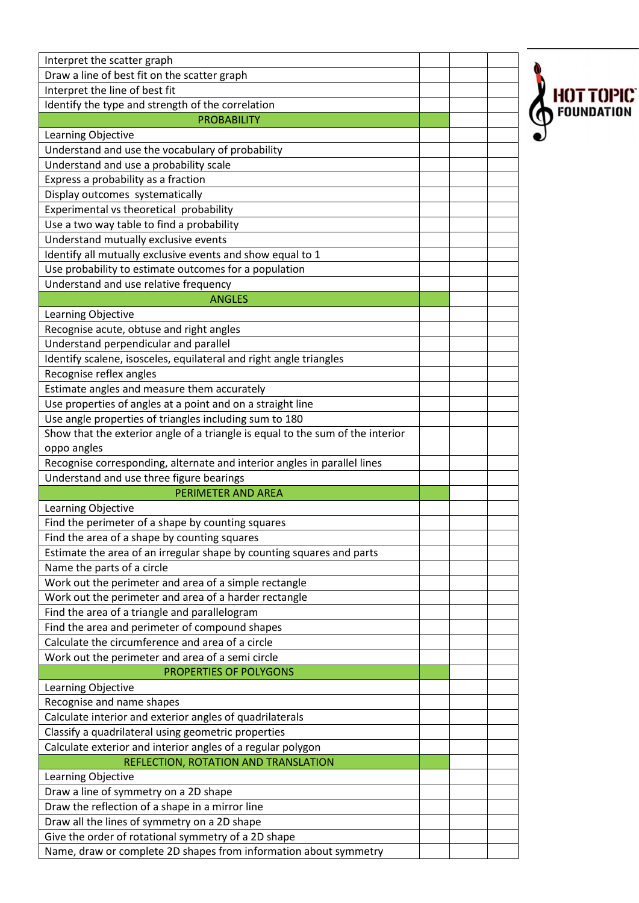| | | | |
|---|---|---|---|
| Interpret the scatter graph | | | |
| Draw a line of best fit on the scatter graph | | | |
| Interpret the line of best fit | | | |
| Identify the type and strength of the correlation | | | |
| PROBABILITY | | | |
| Learning Objective | | | |
| Understand and use the vocabulary of probability | | | |
| Understand and use a probability scale | | | |
| Express a probability as a fraction | | | |
| Display outcomes systematically | | | |
| Experimental vs theoretical probability | | | |
| Use a two way table to find a probability | | | |
| Understand mutually exclusive events | | | |
| Identify all mutually exclusive events and show equal to 1 | | | |
| Use probability to estimate outcomes for a population | | | |
| Understand and use relative frequency | | | |
| ANGLES | | | |
| Learning Objective | | | |
| Recognise acute, obtuse and right angles | | | |
| Understand perpendicular and parallel | | | |
| Identify scalene, isosceles, equilateral and right angle triangles | | | |
| Recognise reflex angles | | | |
| Estimate angles and measure them accurately | | | |
| Use properties of angles at a point and on a straight line | | | |
| Use angle properties of triangles including sum to 180 | | | |
| Show that the exterior angle of a triangle is equal to the sum of the interior oppo angles | | | |
| Recognise corresponding, alternate and interior angles in parallel lines | | | |
| Understand and use three figure bearings | | | |
| PERIMETER AND AREA | | | |
| Learning Objective | | | |
| Find the perimeter of a shape by counting squares | | | |
| Find the area of a shape by counting squares | | | |
| Estimate the area of an irregular shape by counting squares and parts | | | |
| Name the parts of a circle | | | |
| Work out the perimeter and area of a simple rectangle | | | |
| Work out the perimeter and area of a harder rectangle | | | |
| Find the area of a triangle and parallelogram | | | |
| Find the area and perimeter of compound shapes | | | |
| Calculate the circumference and area of a circle | | | |
| Work out the perimeter and area of a semi circle | | | |
| PROPERTIES OF POLYGONS | | | |
| Learning Objective | | | |
| Recognise and name shapes | | | |
| Calculate interior and exterior angles of quadrilaterals | | | |
| Classify a quadrilateral using geometric properties | | | |
| Calculate exterior and interior angles of a regular polygon | | | |
| REFLECTION, ROTATION AND TRANSLATION | | | |
| Learning Objective | | | |
| Draw a line of symmetry on a 2D shape | | | |
| Draw the reflection of a shape in a mirror line | | | |
| Draw all the lines of symmetry on a 2D shape | | | |
| Give the order of rotational symmetry of a 2D shape | | | |
| Name, draw or complete 2D shapes from information about symmetry | | | |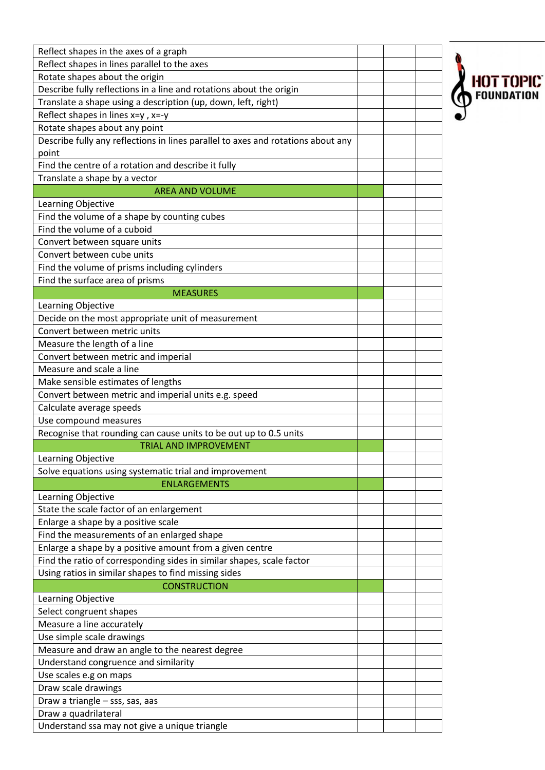| | | | |
|---|---|---|---|
| Reflect shapes in the axes of a graph | | | |
| Reflect shapes in lines parallel to the axes | | | |
| Rotate shapes about the origin | | | |
| Describe fully reflections in a line and rotations about the origin | | | |
| Translate a shape using a description (up, down, left, right) | | | |
| Reflect shapes in lines x=y , x=-y | | | |
| Rotate shapes about any point | | | |
| Describe fully any reflections in lines parallel to axes and rotations about any point | | | |
| Find the centre of a rotation and describe it fully | | | |
| Translate a shape by a vector | | | |
| **AREA AND VOLUME** | | | |
| Learning Objective | | | |
| Find the volume of a shape by counting cubes | | | |
| Find the volume of a cuboid | | | |
| Convert between square units | | | |
| Convert between cube units | | | |
| Find the volume of prisms including cylinders | | | |
| Find the surface area of prisms | | | |
| **MEASURES** | | | |
| Learning Objective | | | |
| Decide on the most appropriate unit of measurement | | | |
| Convert between metric units | | | |
| Measure the length of a line | | | |
| Convert between metric and imperial | | | |
| Measure and scale a line | | | |
| Make sensible estimates of lengths | | | |
| Convert between metric and imperial units e.g. speed | | | |
| Calculate average speeds | | | |
| Use compound measures | | | |
| Recognise that rounding can cause units to be out up to 0.5 units | | | |
| **TRIAL AND IMPROVEMENT** | | | |
| Learning Objective | | | |
| Solve equations using systematic trial and improvement | | | |
| **ENLARGEMENTS** | | | |
| Learning Objective | | | |
| State the scale factor of an enlargement | | | |
| Enlarge a shape by a positive scale | | | |
| Find the measurements of an enlarged shape | | | |
| Enlarge a shape by a positive amount from a given centre | | | |
| Find the ratio of corresponding sides in similar shapes, scale factor | | | |
| Using ratios in similar shapes to find missing sides | | | |
| **CONSTRUCTION** | | | |
| Learning Objective | | | |
| Select congruent shapes | | | |
| Measure a line accurately | | | |
| Use simple scale drawings | | | |
| Measure and draw an angle to the nearest degree | | | |
| Understand congruence and similarity | | | |
| Use scales e.g on maps | | | |
| Draw scale drawings | | | |
| Draw a triangle – sss, sas, aas | | | |
| Draw a quadrilateral | | | |
| Understand ssa may not give a unique triangle | | | |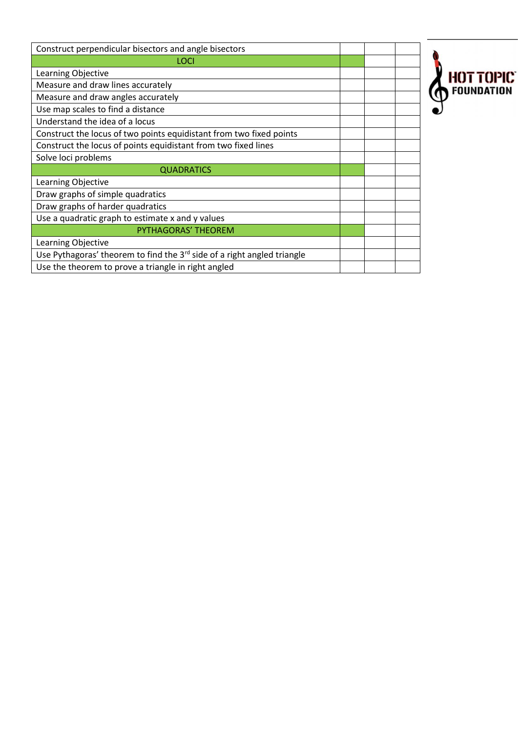| | | | |
|---|---|---|---|
| Construct perpendicular bisectors and angle bisectors | | | |
| LOCI | | | |
| Learning Objective | | | |
| Measure and draw lines accurately | | | |
| Measure and draw angles accurately | | | |
| Use map scales to find a distance | | | |
| Understand the idea of a locus | | | |
| Construct the locus of two points equidistant from two fixed points | | | |
| Construct the locus of points equidistant from two fixed lines | | | |
| Solve loci problems | | | |
| QUADRATICS | | | |
| Learning Objective | | | |
| Draw graphs of simple quadratics | | | |
| Draw graphs of harder quadratics | | | |
| Use a quadratic graph to estimate x and y values | | | |
| PYTHAGORAS' THEOREM | | | |
| Learning Objective | | | |
| Use Pythagoras' theorem to find the 3rd side of a right angled triangle | | | |
| Use the theorem to prove a triangle in right angled | | | |

HOT TOPIC FOUNDATION